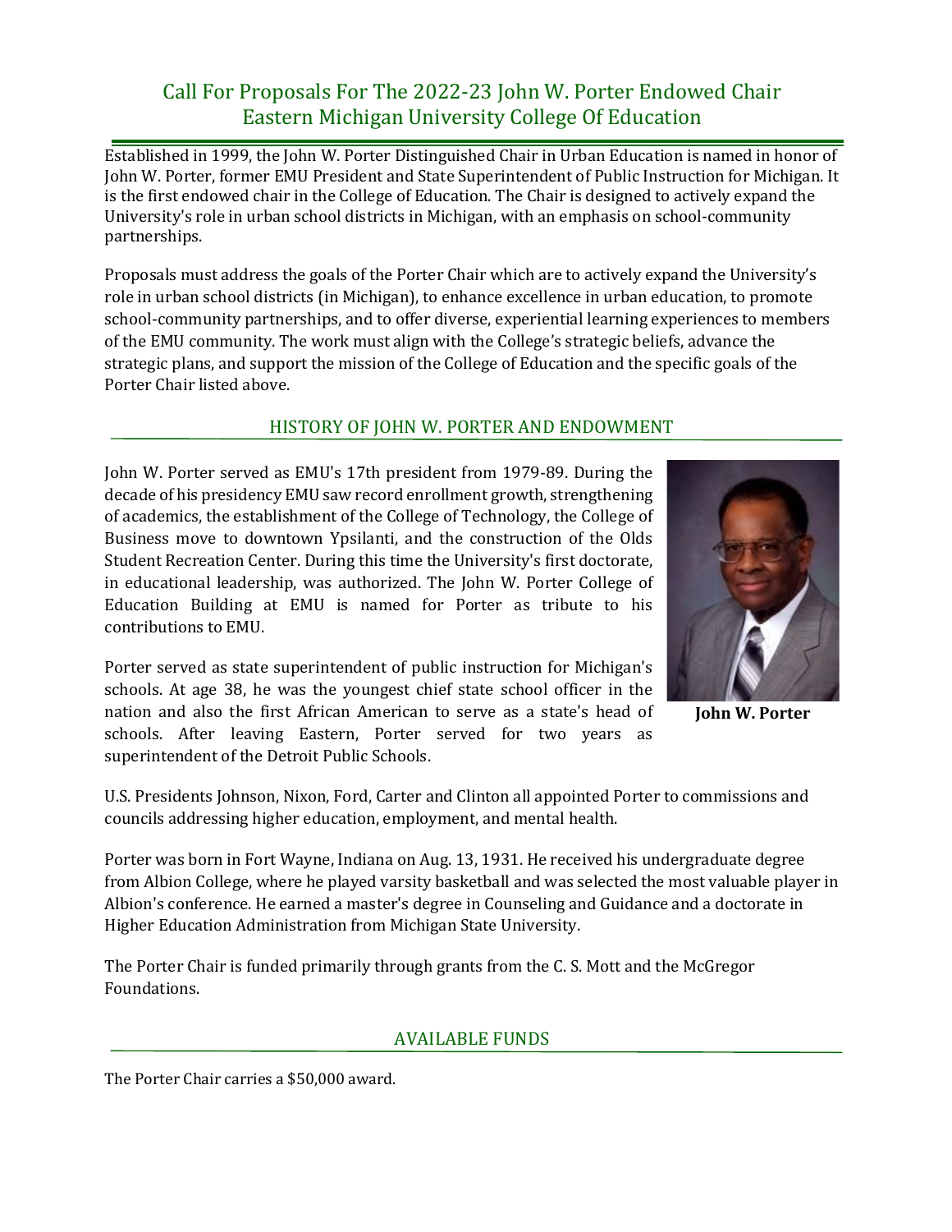# Call For Proposals For The 2022-23 John W. Porter Endowed Chair Eastern Michigan University College Of Education

Established in 1999, the John W. Porter Distinguished Chair in Urban Education is named in honor of John W. Porter, former EMU President and State Superintendent of Public Instruction for Michigan. It is the first endowed chair in the College of Education. The Chair is designed to actively expand the University's role in urban school districts in Michigan, with an emphasis on school-community partnerships.

Proposals must address the goals of the Porter Chair which are to actively expand the University's role in urban school districts (in Michigan), to enhance excellence in urban education, to promote school-community partnerships, and to offer diverse, experiential learning experiences to members of the EMU community. The work must align with the College's strategic beliefs, advance the strategic plans, and support the mission of the College of Education and the specific goals of the Porter Chair listed above.

## HISTORY OF JOHN W. PORTER AND ENDOWMENT

John W. Porter served as EMU's 17th president from 1979-89. During the decade of his presidency EMU saw record enrollment growth, strengthening of academics, the establishment of the College of Technology, the College of Business move to downtown Ypsilanti, and the construction of the Olds Student Recreation Center. During this time the University's first doctorate, in educational leadership, was authorized. The John W. Porter College of Education Building at EMU is named for Porter as tribute to his contributions to EMU.

**John W. Porter**

Porter served as state superintendent of public instruction for Michigan's schools. At age 38, he was the youngest chief state school officer in the nation and also the first African American to serve as a state's head of schools. After leaving Eastern, Porter served for two years as superintendent of the Detroit Public Schools.

U.S. Presidents Johnson, Nixon, Ford, Carter and Clinton all appointed Porter to commissions and councils addressing higher education, employment, and mental health.

Porter was born in Fort Wayne, Indiana on Aug. 13, 1931. He received his undergraduate degree from Albion College, where he played varsity basketball and was selected the most valuable player in Albion's conference. He earned a master's degree in Counseling and Guidance and a doctorate in Higher Education Administration from Michigan State University.

The Porter Chair is funded primarily through grants from the C. S. Mott and the McGregor Foundations.

## AVAILABLE FUNDS

The Porter Chair carries a $50,000 award.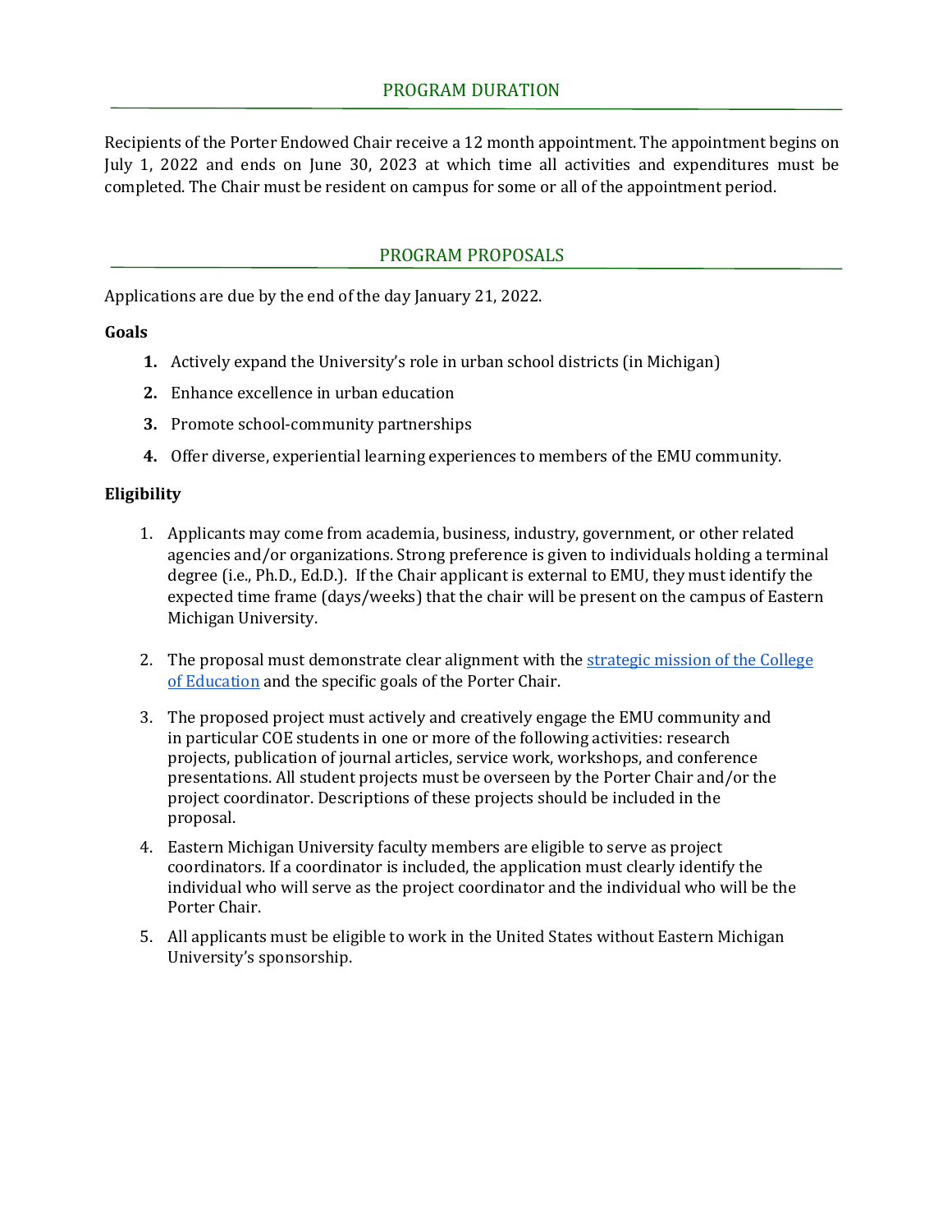## PROGRAM DURATION

Recipients of the Porter Endowed Chair receive a 12 month appointment. The appointment begins on July 1, 2022 and ends on June 30, 2023 at which time all activities and expenditures must be completed. The Chair must be resident on campus for some or all of the appointment period.

## PROGRAM PROPOSALS

Applications are due by the end of the day January 21, 2022.

**Goals**

1. Actively expand the University's role in urban school districts (in Michigan)
2. Enhance excellence in urban education
3. Promote school-community partnerships
4. Offer diverse, experiential learning experiences to members of the EMU community.

**Eligibility**

1. Applicants may come from academia, business, industry, government, or other related agencies and/or organizations. Strong preference is given to individuals holding a terminal degree (i.e., Ph.D., Ed.D.). If the Chair applicant is external to EMU, they must identify the expected time frame (days/weeks) that the chair will be present on the campus of Eastern Michigan University.

2. The proposal must demonstrate clear alignment with the strategic mission of the College of Education and the specific goals of the Porter Chair.

3. The proposed project must actively and creatively engage the EMU community and in particular COE students in one or more of the following activities: research projects, publication of journal articles, service work, workshops, and conference presentations. All student projects must be overseen by the Porter Chair and/or the project coordinator. Descriptions of these projects should be included in the proposal.

4. Eastern Michigan University faculty members are eligible to serve as project coordinators. If a coordinator is included, the application must clearly identify the individual who will serve as the project coordinator and the individual who will be the Porter Chair.

5. All applicants must be eligible to work in the United States without Eastern Michigan University's sponsorship.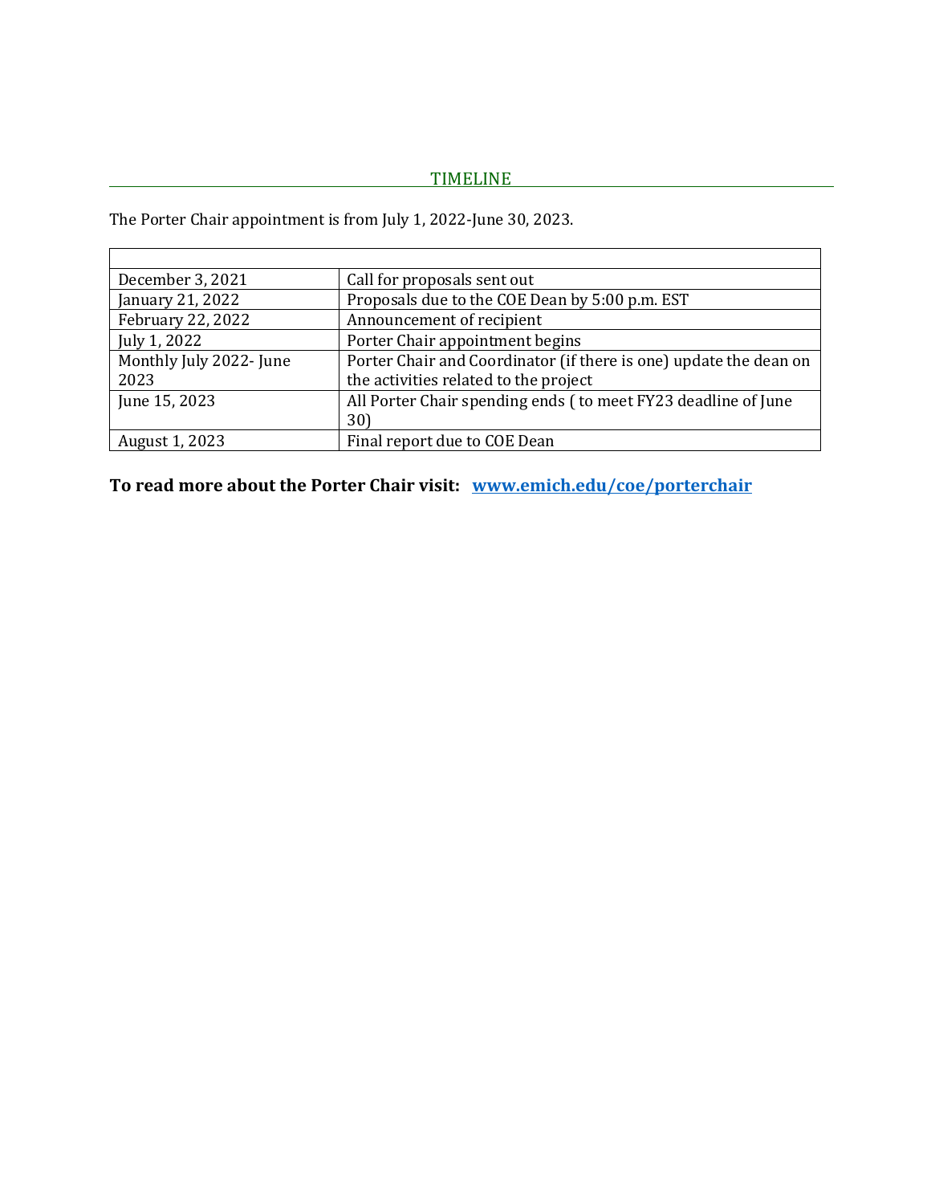## TIMELINE

The Porter Chair appointment is from July 1, 2022-June 30, 2023.

| | |
|---|---|
| December 3, 2021 | Call for proposals sent out |
| January 21, 2022 | Proposals due to the COE Dean by 5:00 p.m. EST |
| February 22, 2022 | Announcement of recipient |
| July 1, 2022 | Porter Chair appointment begins |
| Monthly July 2022- June 2023 | Porter Chair and Coordinator (if there is one) update the dean on the activities related to the project |
| June 15, 2023 | All Porter Chair spending ends ( to meet FY23 deadline of June 30) |
| August 1, 2023 | Final report due to COE Dean |

**To read more about the Porter Chair visit: [www.emich.edu/coe/porterchair](www.emich.edu/coe/porterchair)**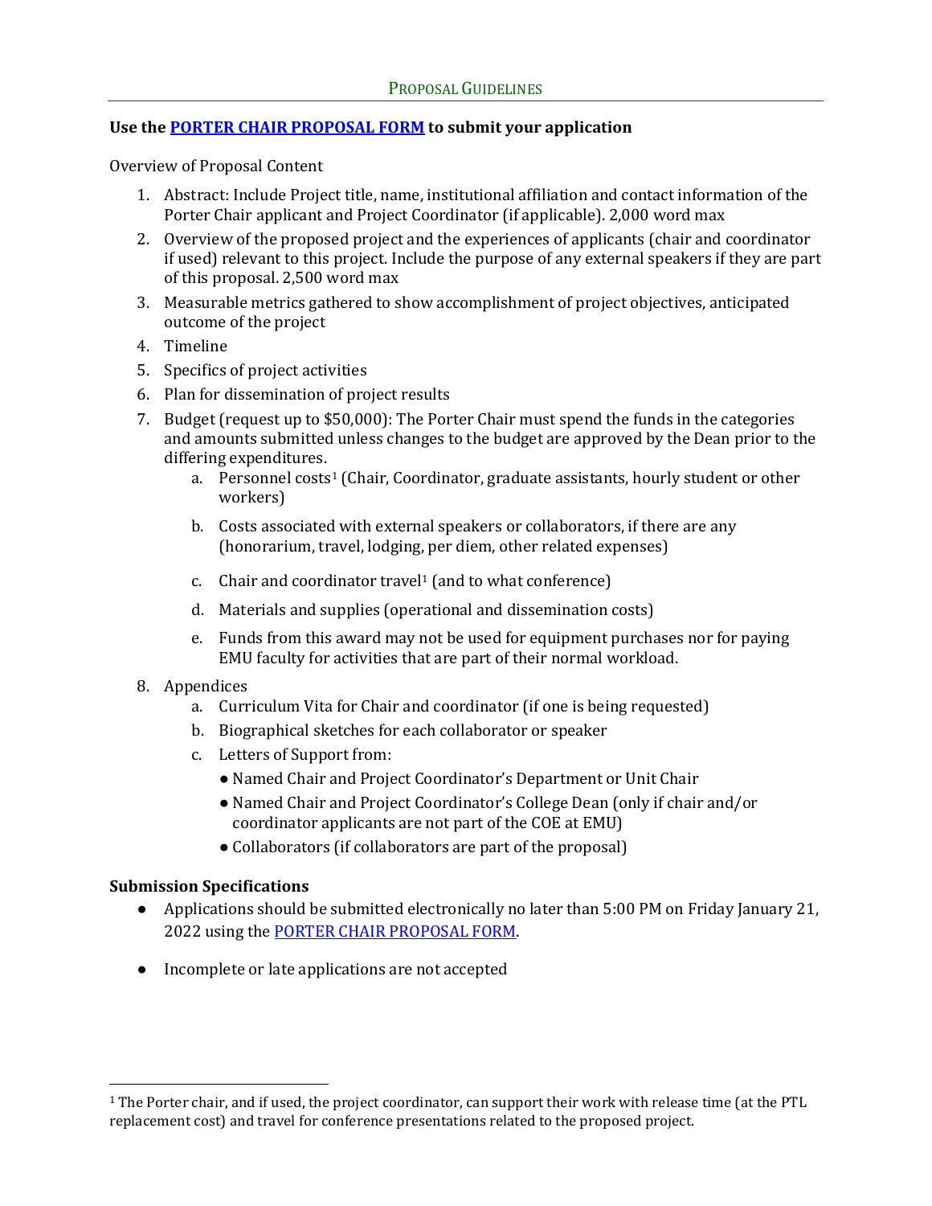## Proposal Guidelines

**Use the PORTER CHAIR PROPOSAL FORM to submit your application**

Overview of Proposal Content

1. Abstract: Include Project title, name, institutional affiliation and contact information of the Porter Chair applicant and Project Coordinator (if applicable). 2,000 word max
2. Overview of the proposed project and the experiences of applicants (chair and coordinator if used) relevant to this project. Include the purpose of any external speakers if they are part of this proposal. 2,500 word max
3. Measurable metrics gathered to show accomplishment of project objectives, anticipated outcome of the project
4. Timeline
5. Specifics of project activities
6. Plan for dissemination of project results
7. Budget (request up to $50,000): The Porter Chair must spend the funds in the categories and amounts submitted unless changes to the budget are approved by the Dean prior to the differing expenditures.
   a. Personnel costs[1] (Chair, Coordinator, graduate assistants, hourly student or other workers)
   b. Costs associated with external speakers or collaborators, if there are any (honorarium, travel, lodging, per diem, other related expenses)
   c. Chair and coordinator travel[1] (and to what conference)
   d. Materials and supplies (operational and dissemination costs)
   e. Funds from this award may not be used for equipment purchases nor for paying EMU faculty for activities that are part of their normal workload.
8. Appendices
   a. Curriculum Vita for Chair and coordinator (if one is being requested)
   b. Biographical sketches for each collaborator or speaker
   c. Letters of Support from:
      - Named Chair and Project Coordinator's Department or Unit Chair
      - Named Chair and Project Coordinator's College Dean (only if chair and/or coordinator applicants are not part of the COE at EMU)
      - Collaborators (if collaborators are part of the proposal)

**Submission Specifications**

- Applications should be submitted electronically no later than 5:00 PM on Friday January 21, 2022 using the PORTER CHAIR PROPOSAL FORM.
- Incomplete or late applications are not accepted

[1] The Porter chair, and if used, the project coordinator, can support their work with release time (at the PTL replacement cost) and travel for conference presentations related to the proposed project.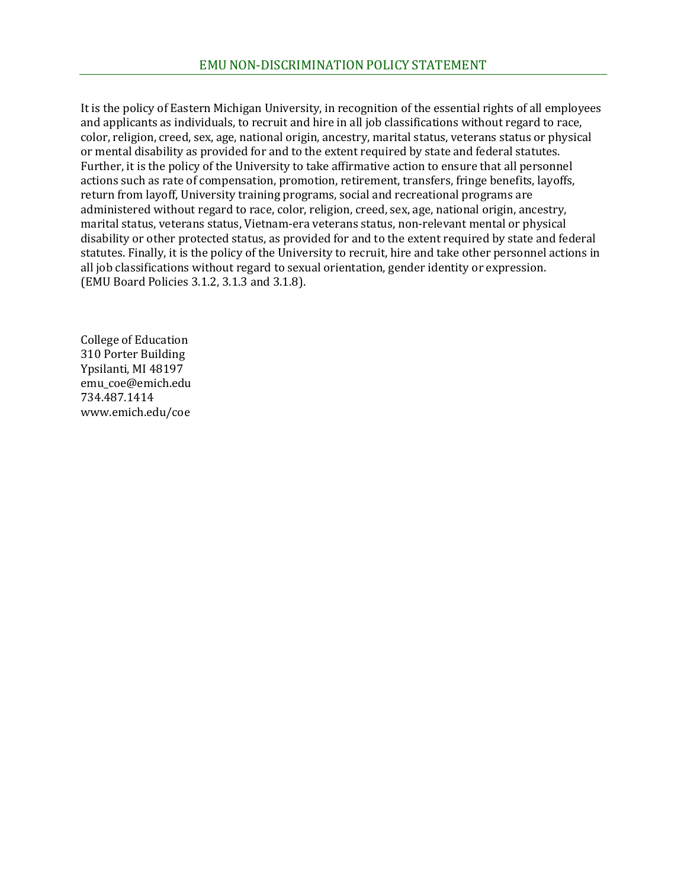## EMU NON-DISCRIMINATION POLICY STATEMENT

It is the policy of Eastern Michigan University, in recognition of the essential rights of all employees and applicants as individuals, to recruit and hire in all job classifications without regard to race, color, religion, creed, sex, age, national origin, ancestry, marital status, veterans status or physical or mental disability as provided for and to the extent required by state and federal statutes. Further, it is the policy of the University to take affirmative action to ensure that all personnel actions such as rate of compensation, promotion, retirement, transfers, fringe benefits, layoffs, return from layoff, University training programs, social and recreational programs are administered without regard to race, color, religion, creed, sex, age, national origin, ancestry, marital status, veterans status, Vietnam-era veterans status, non-relevant mental or physical disability or other protected status, as provided for and to the extent required by state and federal statutes. Finally, it is the policy of the University to recruit, hire and take other personnel actions in all job classifications without regard to sexual orientation, gender identity or expression. (EMU Board Policies 3.1.2, 3.1.3 and 3.1.8).

College of Education
310 Porter Building
Ypsilanti, MI 48197
emu_coe@emich.edu
734.487.1414
www.emich.edu/coe